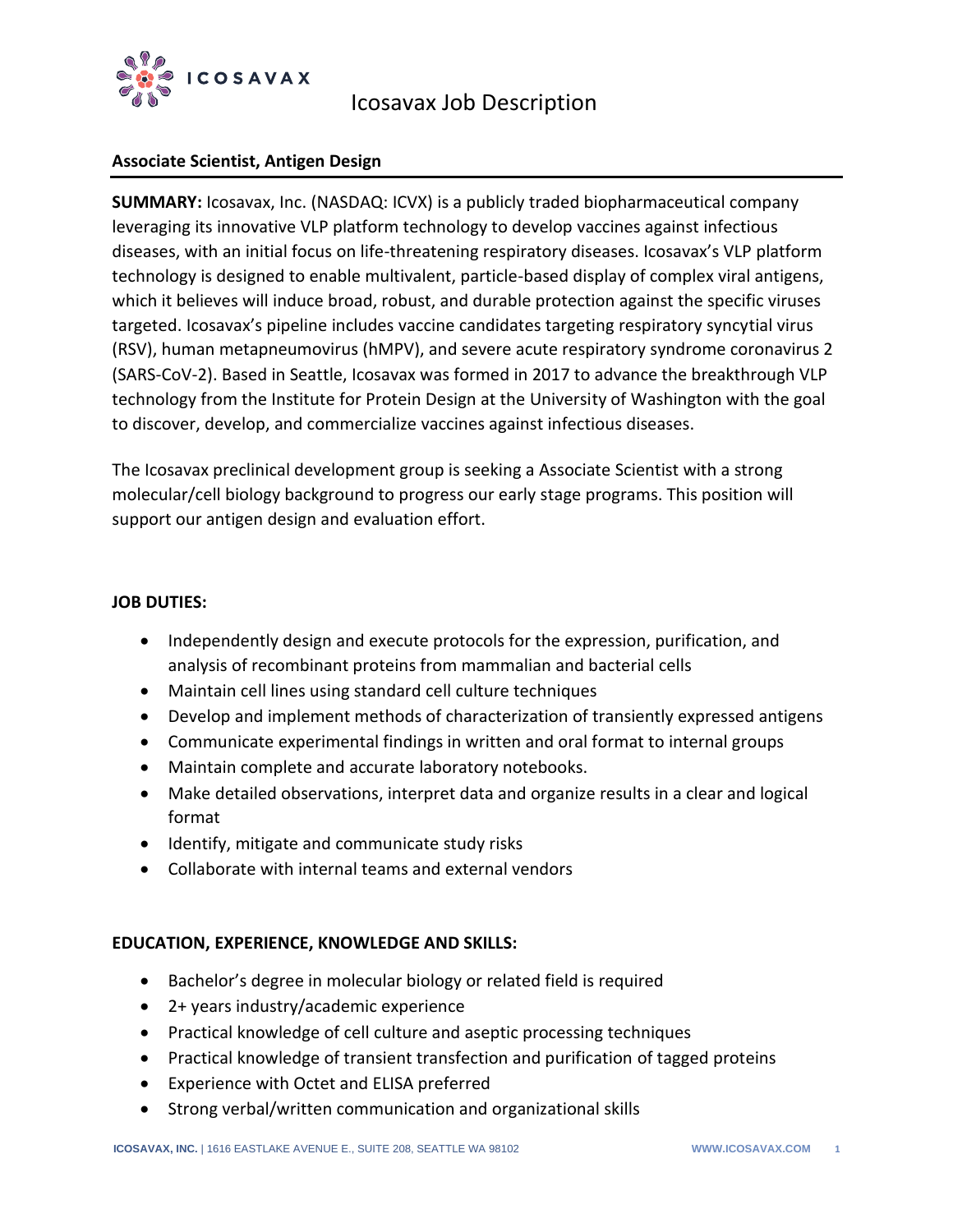# Icosavax Job Description

## Associate Scientist, Antigen Design

**SUMMARY:** Icosavax, Inc. (NASDAQ: ICVX) is a publicly traded biopharmaceutical company leveraging its innovative VLP platform technology to develop vaccines against infectious diseases, with an initial focus on life-threatening respiratory diseases. Icosavax's VLP platform technology is designed to enable multivalent, particle-based display of complex viral antigens, which it believes will induce broad, robust, and durable protection against the specific viruses targeted. Icosavax's pipeline includes vaccine candidates targeting respiratory syncytial virus (RSV), human metapneumovirus (hMPV), and severe acute respiratory syndrome coronavirus 2 (SARS-CoV-2). Based in Seattle, Icosavax was formed in 2017 to advance the breakthrough VLP technology from the Institute for Protein Design at the University of Washington with the goal to discover, develop, and commercialize vaccines against infectious diseases.

The Icosavax preclinical development group is seeking a Associate Scientist with a strong molecular/cell biology background to progress our early stage programs. This position will support our antigen design and evaluation effort.

**JOB DUTIES:**

- Independently design and execute protocols for the expression, purification, and analysis of recombinant proteins from mammalian and bacterial cells
- Maintain cell lines using standard cell culture techniques
- Develop and implement methods of characterization of transiently expressed antigens
- Communicate experimental findings in written and oral format to internal groups
- Maintain complete and accurate laboratory notebooks.
- Make detailed observations, interpret data and organize results in a clear and logical format
- Identify, mitigate and communicate study risks
- Collaborate with internal teams and external vendors

**EDUCATION, EXPERIENCE, KNOWLEDGE AND SKILLS:**

- Bachelor's degree in molecular biology or related field is required
- 2+ years industry/academic experience
- Practical knowledge of cell culture and aseptic processing techniques
- Practical knowledge of transient transfection and purification of tagged proteins
- Experience with Octet and ELISA preferred
- Strong verbal/written communication and organizational skills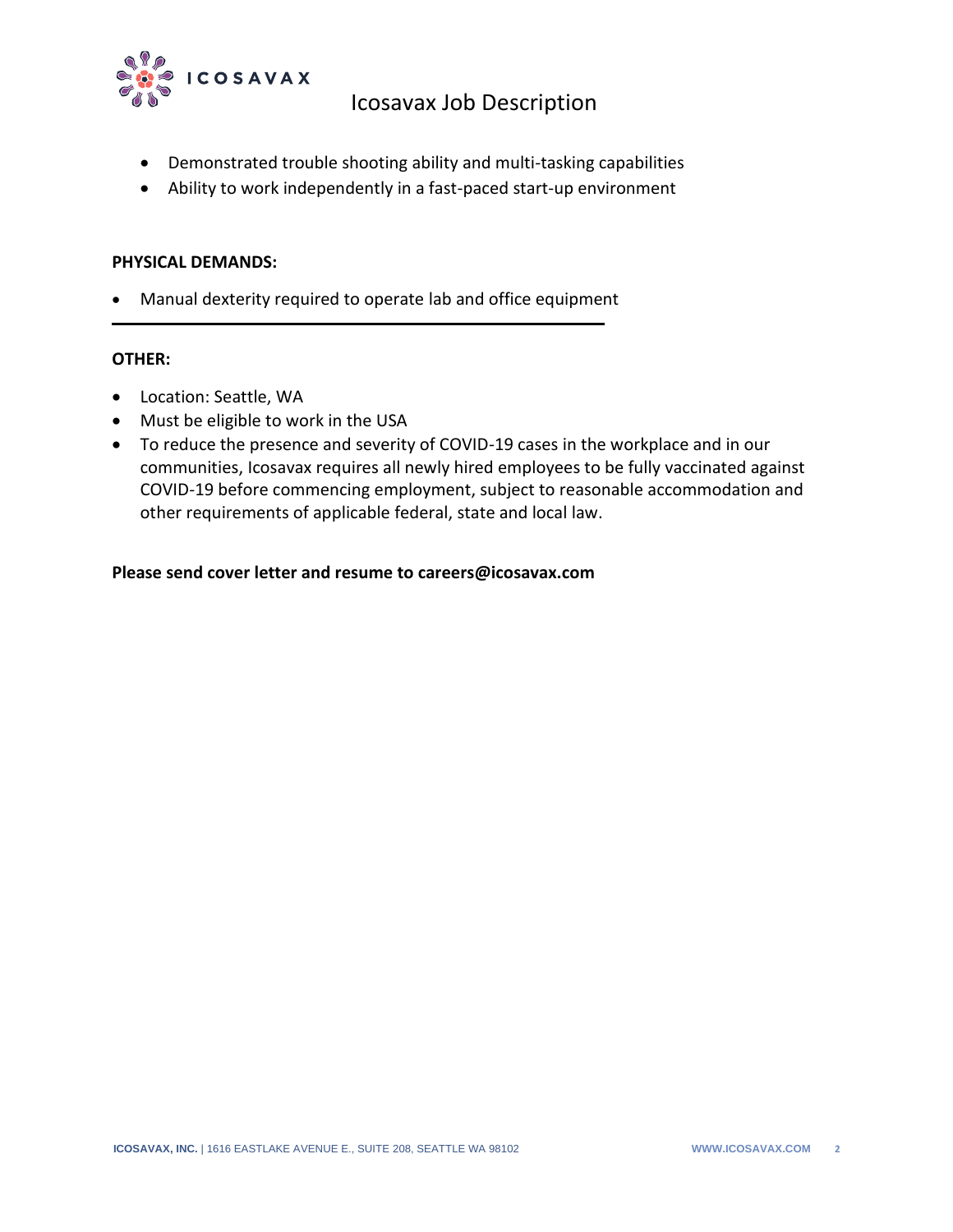- Demonstrated trouble shooting ability and multi-tasking capabilities
- Ability to work independently in a fast-paced start-up environment

**PHYSICAL DEMANDS:**

- Manual dexterity required to operate lab and office equipment

---

**OTHER:**

- Location: Seattle, WA
- Must be eligible to work in the USA
- To reduce the presence and severity of COVID-19 cases in the workplace and in our communities, Icosavax requires all newly hired employees to be fully vaccinated against COVID-19 before commencing employment, subject to reasonable accommodation and other requirements of applicable federal, state and local law.

**Please send cover letter and resume to careers@icosavax.com**